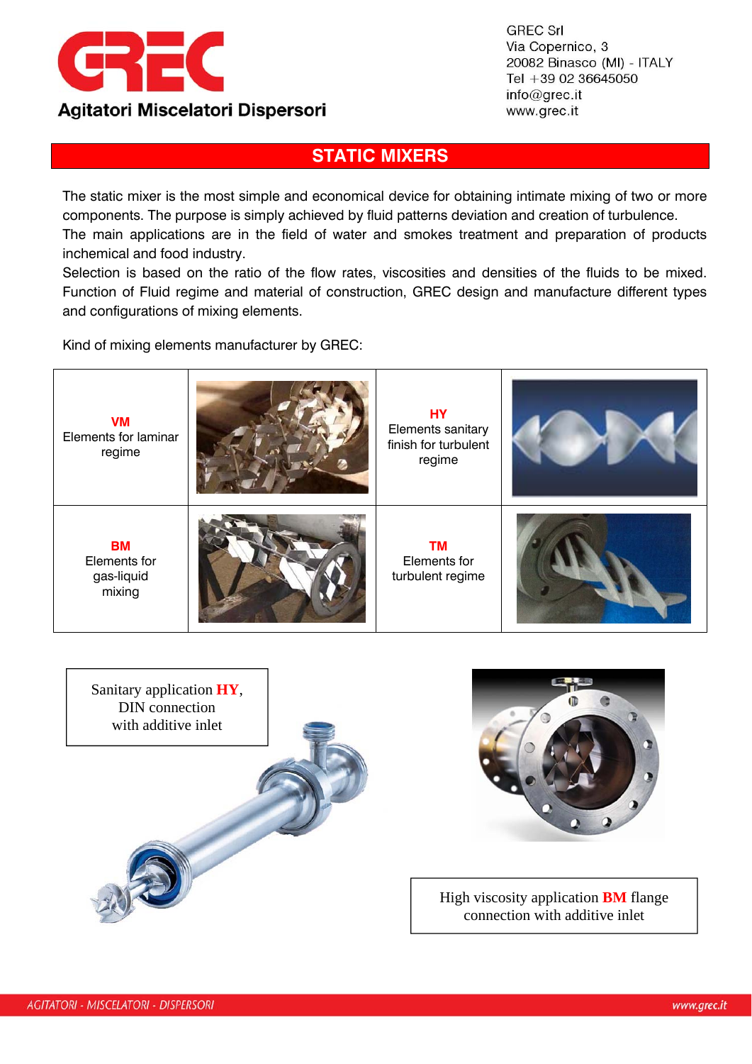# GREC

**Agitatori Miscelatori Dispersori**

GREC Srl
Via Copernico, 3
20082 Binasco (MI) - ITALY
Tel +39 02 36645050
info@grec.it
www.grec.it

## STATIC MIXERS

The static mixer is the most simple and economical device for obtaining intimate mixing of two or more components. The purpose is simply achieved by fluid patterns deviation and creation of turbulence.
The main applications are in the field of water and smokes treatment and preparation of products inchemical and food industry.
Selection is based on the ratio of the flow rates, viscosities and densities of the fluids to be mixed. Function of Fluid regime and material of construction, GREC design and manufacture different types and configurations of mixing elements.

Kind of mixing elements manufacturer by GREC:

| | | | |
|---|---|---|---|
| **VM** Elements for laminar regime | | **HY** Elements sanitary finish for turbulent regime | |
| **BM** Elements for gas-liquid mixing | | **TM** Elements for turbulent regime | |

Sanitary application **HY**, DIN connection with additive inlet

High viscosity application **BM** flange connection with additive inlet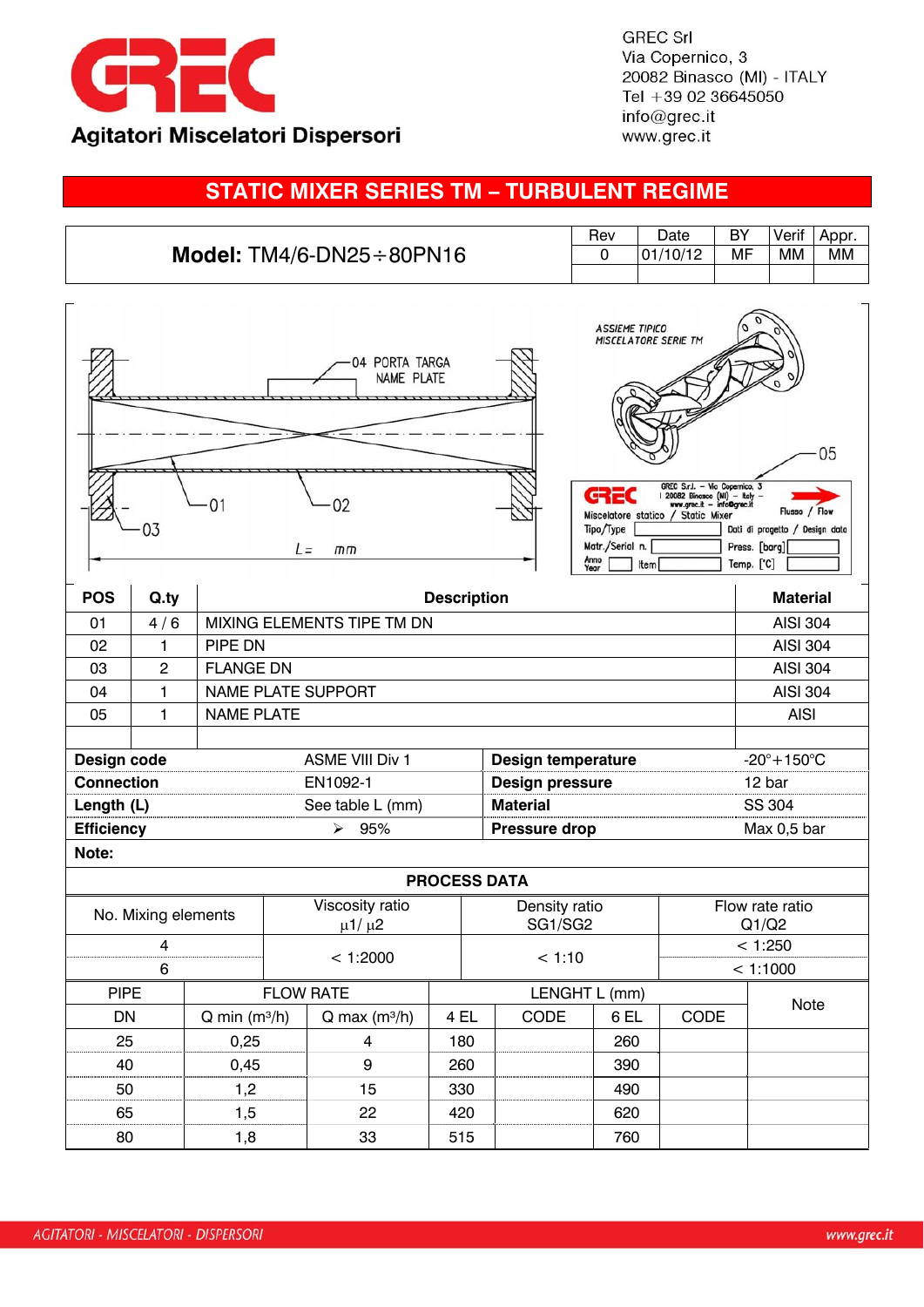GREC Srl
Via Copernico, 3
20082 Binasco (MI) - ITALY
Tel +39 02 36645050
info@grec.it
www.grec.it

Agitatori Miscelatori Dispersori

# STATIC MIXER SERIES TM – TURBULENT REGIME

| **Model:** TM4/6-DN25÷80PN16 | Rev | Date | BY | Verif | Appr. |
|---|---|---|---|---|---|
| | 0 | 01/10/12 | MF | MM | MM |

04 PORTA TARGA NAME PLATE

ASSIEME TIPICO MISCELATORE SERIE TM

01 02 03 05

L= mm

GREC S.r.l. – Via Copernico, 3 I 20082 Binasco (MI) – Italy www.grec.it – info@grec.it
Miscelatore statico / Static Mixer — Flusso / Flow
Tipo/Type — Dati di progetto / Design data
Matr./Serial n. — Press. [barg]
Anno Year — Item — Temp. [°C]

| POS | Q.ty | Description | Material |
|---|---|---|---|
| 01 | 4 / 6 | MIXING ELEMENTS TIPE TM DN | AISI 304 |
| 02 | 1 | PIPE DN | AISI 304 |
| 03 | 2 | FLANGE DN | AISI 304 |
| 04 | 1 | NAME PLATE SUPPORT | AISI 304 |
| 05 | 1 | NAME PLATE | AISI |

| | | | |
|---|---|---|---|
| **Design code** | ASME VIII Div 1 | **Design temperature** | -20°+150°C |
| **Connection** | EN1092-1 | **Design pressure** | 12 bar |
| **Length (L)** | See table L (mm) | **Material** | SS 304 |
| **Efficiency** | ➢ 95% | **Pressure drop** | Max 0,5 bar |

**Note:**

**PROCESS DATA**

| No. Mixing elements | Viscosity ratio $\mu 1/\mu 2$ | Density ratio SG1/SG2 | Flow rate ratio Q1/Q2 |
|---|---|---|---|
| 4 | < 1:2000 | < 1:10 | < 1:250 |
| 6 | | | < 1:1000 |

| PIPE | FLOW RATE | | LENGHT L (mm) | | | | Note |
|---|---|---|---|---|---|---|---|
| DN | Q min (m³/h) | Q max (m³/h) | 4 EL | CODE | 6 EL | CODE | |
| 25 | 0,25 | 4 | 180 | | 260 | | |
| 40 | 0,45 | 9 | 260 | | 390 | | |
| 50 | 1,2 | 15 | 330 | | 490 | | |
| 65 | 1,5 | 22 | 420 | | 620 | | |
| 80 | 1,8 | 33 | 515 | | 760 | | |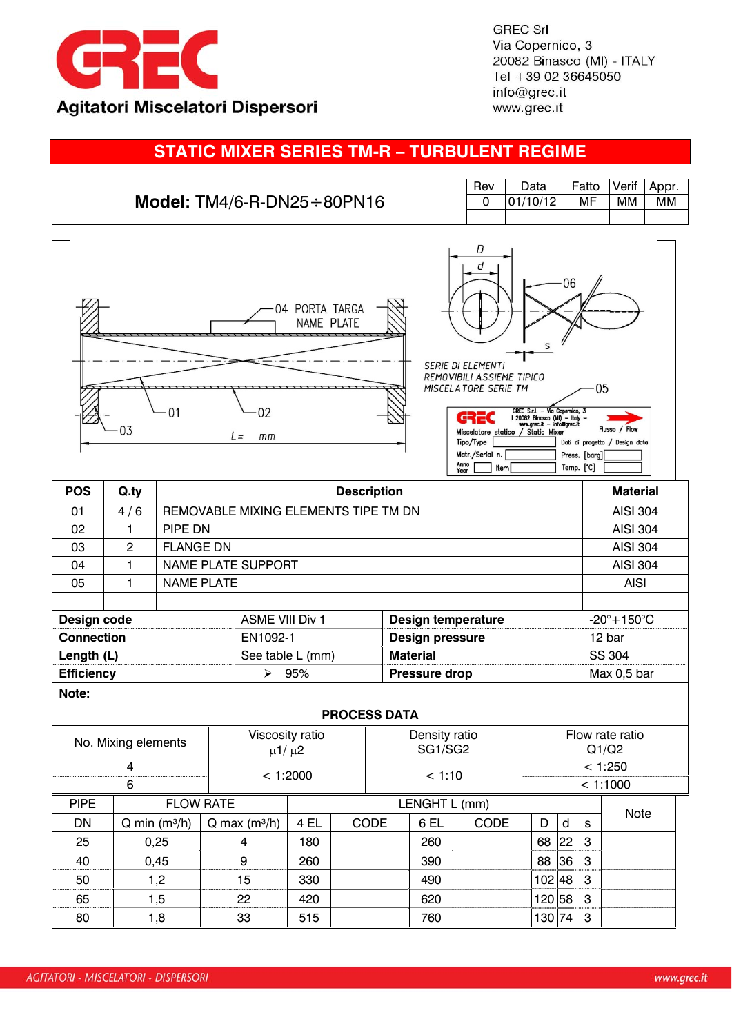GREC Srl
Via Copernico, 3
20082 Binasco (MI) - ITALY
Tel +39 02 36645050
info@grec.it
www.grec.it

Agitatori Miscelatori Dispersori

# STATIC MIXER SERIES TM-R – TURBULENT REGIME

| **Model:** TM4/6-R-DN25÷80PN16 | Rev | Data | Fatto | Verif | Appr. |
|---|---|---|---|---|---|
| | 0 | 01/10/12 | MF | MM | MM |

04 PORTA TARGA NAME PLATE

01 02 03 L= mm

D d 06 s

SERIE DI ELEMENTI REMOVIBILI ASSIEME TIPICO MISCELATORE SERIE TM

05

GREC S.r.l. – Via Copernico, 3 I 20082 Binasco (MI) – Italy – www.grec.it – info@grec.it
Miscelatore statico / Static Mixer — Flusso / Flow
Tipo/Type — Dati di progetto / Design data
Matr./Serial n. — Press. [barg]
Anno Year — Item — Temp. [°C]

| POS | Q.ty | Description | Material |
|---|---|---|---|
| 01 | 4 / 6 | REMOVABLE MIXING ELEMENTS TIPE TM DN | AISI 304 |
| 02 | 1 | PIPE DN | AISI 304 |
| 03 | 2 | FLANGE DN | AISI 304 |
| 04 | 1 | NAME PLATE SUPPORT | AISI 304 |
| 05 | 1 | NAME PLATE | AISI |
| | | | |

| | | | |
|---|---|---|---|
| **Design code** | ASME VIII Div 1 | **Design temperature** | -20°+150°C |
| **Connection** | EN1092-1 | **Design pressure** | 12 bar |
| **Length (L)** | See table L (mm) | **Material** | SS 304 |
| **Efficiency** | ➢ 95% | **Pressure drop** | Max 0,5 bar |

**Note:**

**PROCESS DATA**

| No. Mixing elements | Viscosity ratio $\mu1/\mu2$ | Density ratio SG1/SG2 | Flow rate ratio Q1/Q2 |
|---|---|---|---|
| 4 | < 1:2000 | < 1:10 | < 1:250 |
| 6 | | | < 1:1000 |

| PIPE | FLOW RATE | | LENGHT L (mm) | | | | | | | Note |
|---|---|---|---|---|---|---|---|---|---|---|
| DN | Q min (m³/h) | Q max (m³/h) | 4 EL | CODE | 6 EL | CODE | D | d | s | |
| 25 | 0,25 | 4 | 180 | | 260 | | 68 | 22 | 3 | |
| 40 | 0,45 | 9 | 260 | | 390 | | 88 | 36 | 3 | |
| 50 | 1,2 | 15 | 330 | | 490 | | 102 | 48 | 3 | |
| 65 | 1,5 | 22 | 420 | | 620 | | 120 | 58 | 3 | |
| 80 | 1,8 | 33 | 515 | | 760 | | 130 | 74 | 3 | |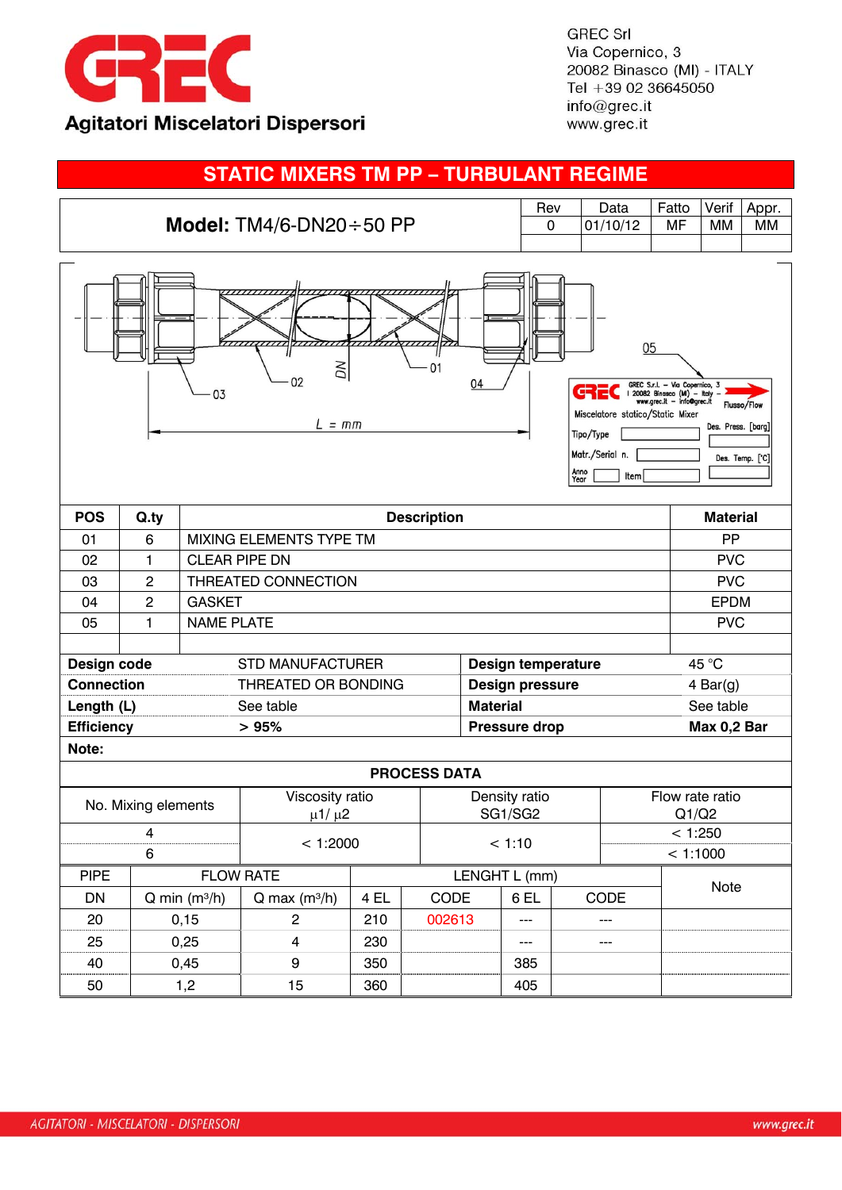GREC Srl
Via Copernico, 3
20082 Binasco (MI) - ITALY
Tel +39 02 36645050
info@grec.it
www.grec.it

GREC

Agitatori Miscelatori Dispersori

# STATIC MIXERS TM PP – TURBULANT REGIME

| **Model:** TM4/6-DN20÷50 PP | Rev | Data | Fatto | Verif | Appr. |
|---|---|---|---|---|---|
| | 0 | 01/10/12 | MF | MM | MM |

03
02
DN
01
04
05
L = mm

GREC S.r.l. – Via Copernico, 3 – 20082 Binasco (MI) – Italy – www.grec.it – info@grec.it
Flusso/Flow
Miscelatore statico/Static Mixer
Tipo/Type
Matr./Serial n.
Anno Year
Item
Des. Press. [barg]
Des. Temp. [°C]

| POS | Q.ty | Description | Material |
|---|---|---|---|
| 01 | 6 | MIXING ELEMENTS TYPE TM | PP |
| 02 | 1 | CLEAR PIPE DN | PVC |
| 03 | 2 | THREATED CONNECTION | PVC |
| 04 | 2 | GASKET | EPDM |
| 05 | 1 | NAME PLATE | PVC |
| | | | |

| | | | |
|---|---|---|---|
| **Design code** | STD MANUFACTURER | **Design temperature** | 45 °C |
| **Connection** | THREATED OR BONDING | **Design pressure** | 4 Bar(g) |
| **Length (L)** | See table | **Material** | See table |
| **Efficiency** | **> 95%** | **Pressure drop** | **Max 0,2 Bar** |

**Note:**

## PROCESS DATA

| No. Mixing elements | Viscosity ratio $\mu1/\mu2$ | Density ratio SG1/SG2 | Flow rate ratio Q1/Q2 |
|---|---|---|---|
| 4 | < 1:2000 | < 1:10 | < 1:250 |
| 6 | | | < 1:1000 |

| PIPE | FLOW RATE | | LENGHT L (mm) | | | | Note |
|---|---|---|---|---|---|---|---|
| DN | Q min (m³/h) | Q max (m³/h) | 4 EL | CODE | 6 EL | CODE | |
| 20 | 0,15 | 2 | 210 | 002613 | --- | --- | |
| 25 | 0,25 | 4 | 230 | | --- | --- | |
| 40 | 0,45 | 9 | 350 | | 385 | | |
| 50 | 1,2 | 15 | 360 | | 405 | | |